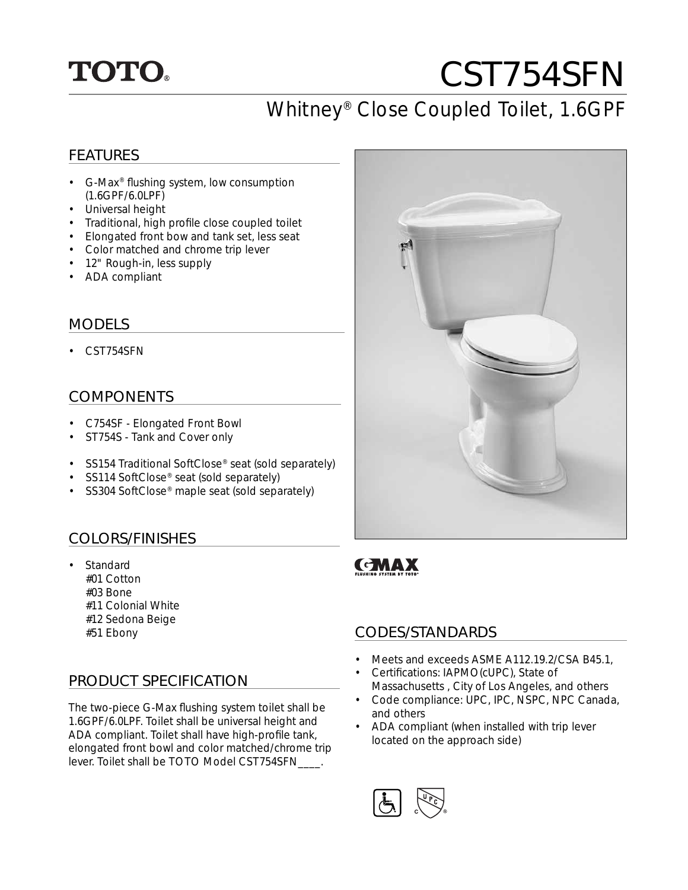TOTO®

# CST754SFN

## Whitney® Close Coupled Toilet, 1.6GPF

### FEATURES

- G-Max® flushing system, low consumption (1.6GPF/6.0LPF)
- Universal height
- Traditional, high profile close coupled toilet
- Elongated front bow and tank set, less seat
- Color matched and chrome trip lever
- 12" Rough-in, less supply
- ADA compliant

### MODELS

- CST754SFN

### COMPONENTS

- C754SF - Elongated Front Bowl
- ST754S - Tank and Cover only

- SS154 Traditional SoftClose® seat (sold separately)
- SS114 SoftClose® seat (sold separately)
- SS304 SoftClose® maple seat (sold separately)

### COLORS/FINISHES

- Standard
  #01 Cotton
  #03 Bone
  #11 Colonial White
  #12 Sedona Beige
  #51 Ebony

### PRODUCT SPECIFICATION

The two-piece G-Max flushing system toilet shall be 1.6GPF/6.0LPF. Toilet shall be universal height and ADA compliant. Toilet shall have high-profile tank, elongated front bowl and color matched/chrome trip lever. Toilet shall be TOTO Model CST754SFN____.

GMAX FLUSHING SYSTEM BY TOTO®

### CODES/STANDARDS

- Meets and exceeds ASME A112.19.2/CSA B45.1,
- Certifications: IAPMO(cUPC), State of Massachusetts , City of Los Angeles, and others
- Code compliance: UPC, IPC, NSPC, NPC Canada, and others
- ADA compliant (when installed with trip lever located on the approach side)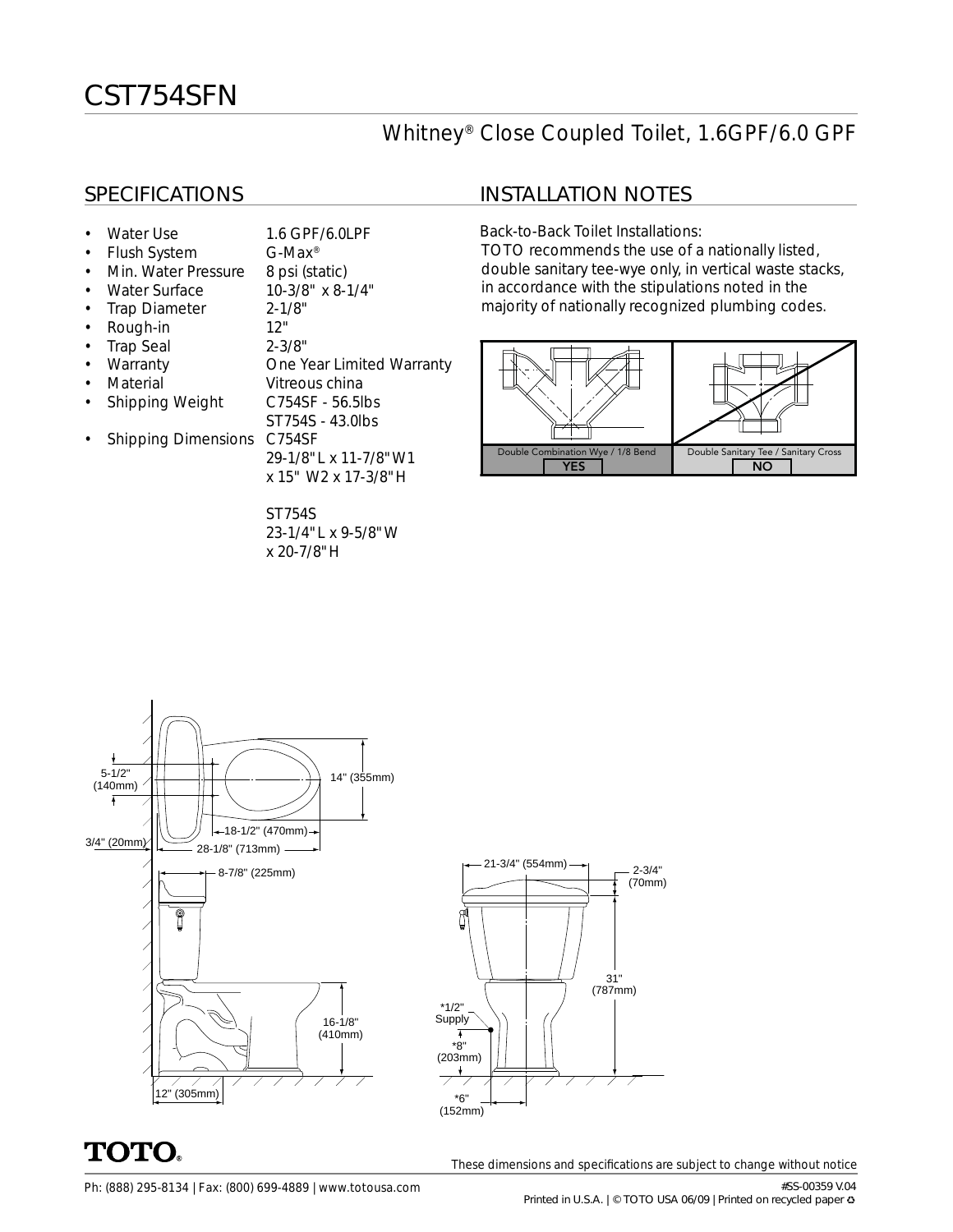# CST754SFN

## Whitney® Close Coupled Toilet, 1.6GPF/6.0 GPF

## SPECIFICATIONS

- Water Use 1.6 GPF/6.0LPF
- Flush System G-Max®
- Min. Water Pressure 8 psi (static)
- Water Surface 10-3/8" x 8-1/4"
- Trap Diameter 2-1/8"
- Rough-in 12"
- Trap Seal 2-3/8"
- Warranty One Year Limited Warranty
- Material Vitreous china
- Shipping Weight C754SF - 56.5lbs
  ST754S - 43.0lbs
- Shipping Dimensions C754SF
  29-1/8"L x 11-7/8"W1 x 15" W2 x 17-3/8"H

  ST754S
  23-1/4"L x 9-5/8"W x 20-7/8"H

## INSTALLATION NOTES

Back-to-Back Toilet Installations:
TOTO recommends the use of a nationally listed, double sanitary tee-wye only, in vertical waste stacks, in accordance with the stipulations noted in the majority of nationally recognized plumbing codes.

Double Combination Wye / 1/8 Bend
YES

Double Sanitary Tee / Sanitary Cross
NO

5-1/2" (140mm)
14" (355mm)
18-1/2" (470mm)
3/4" (20mm)
28-1/8" (713mm)
8-7/8" (225mm)
16-1/8" (410mm)
12" (305mm)

21-3/4" (554mm)
2-3/4" (70mm)
31" (787mm)
*1/2" Supply
*8" (203mm)
*6" (152mm)

TOTO.

These dimensions and specifications are subject to change without notice

Ph: (888) 295-8134 | Fax: (800) 699-4889 | www.totousa.com

#SS-00359 V.04
Printed in U.S.A. | © TOTO USA 06/09 | Printed on recycled paper ♻